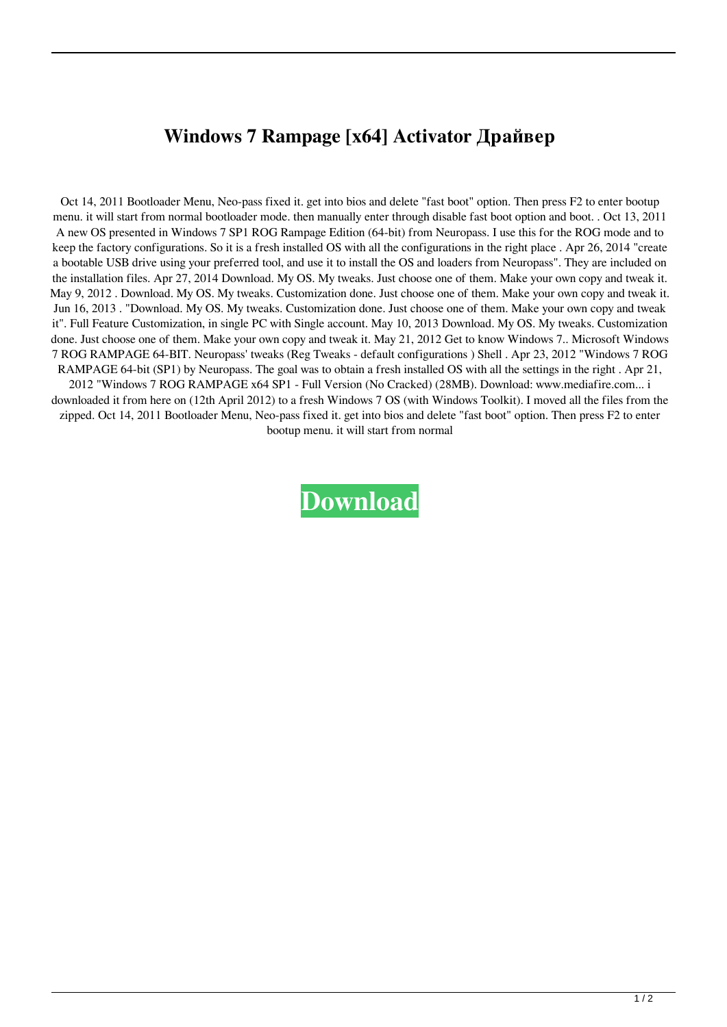# Windows 7 Rampage [x64] Activator Драйвер

Oct 14, 2011 Bootloader Menu, Neo-pass fixed it. get into bios and delete "fast boot" option. Then press F2 to enter bootup menu. it will start from normal bootloader mode. then manually enter through disable fast boot option and boot. . Oct 13, 2011 A new OS presented in Windows 7 SP1 ROG Rampage Edition (64-bit) from Neuropass. I use this for the ROG mode and to keep the factory configurations. So it is a fresh installed OS with all the configurations in the right place . Apr 26, 2014 "create a bootable USB drive using your preferred tool, and use it to install the OS and loaders from Neuropass". They are included on the installation files. Apr 27, 2014 Download. My OS. My tweaks. Just choose one of them. Make your own copy and tweak it. May 9, 2012 . Download. My OS. My tweaks. Customization done. Just choose one of them. Make your own copy and tweak it. Jun 16, 2013 . "Download. My OS. My tweaks. Customization done. Just choose one of them. Make your own copy and tweak it". Full Feature Customization, in single PC with Single account. May 10, 2013 Download. My OS. My tweaks. Customization done. Just choose one of them. Make your own copy and tweak it. May 21, 2012 Get to know Windows 7.. Microsoft Windows 7 ROG RAMPAGE 64-BIT. Neuropass' tweaks (Reg Tweaks - default configurations ) Shell . Apr 23, 2012 "Windows 7 ROG RAMPAGE 64-bit (SP1) by Neuropass. The goal was to obtain a fresh installed OS with all the settings in the right . Apr 21, 2012 "Windows 7 ROG RAMPAGE x64 SP1 - Full Version (No Cracked) (28MB). Download: www.mediafire.com... i downloaded it from here on (12th April 2012) to a fresh Windows 7 OS (with Windows Toolkit). I moved all the files from the zipped. Oct 14, 2011 Bootloader Menu, Neo-pass fixed it. get into bios and delete "fast boot" option. Then press F2 to enter bootup menu. it will start from normal

**Download**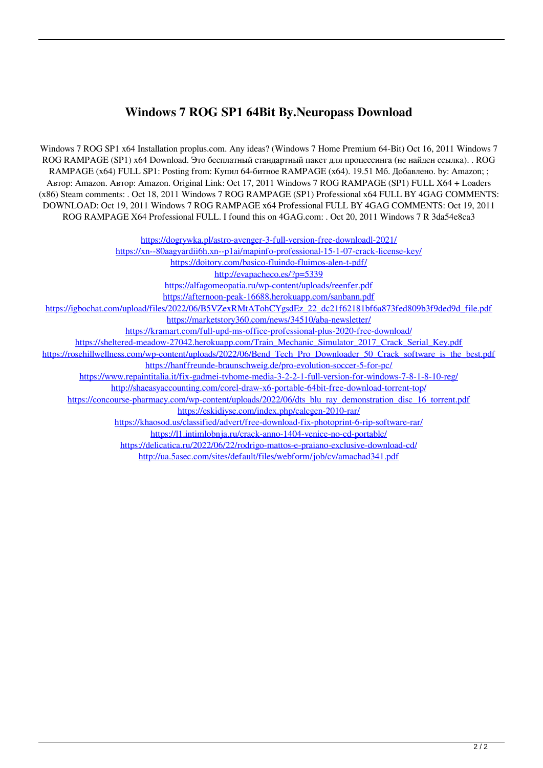# Windows 7 ROG SP1 64Bit By.Neuropass Download

Windows 7 ROG SP1 x64 Installation proplus.com. Any ideas? (Windows 7 Home Premium 64-Bit) Oct 16, 2011 Windows 7 ROG RAMPAGE (SP1) x64 Download. Это бесплатный стандартный пакет для процессинга (не найден ссылка). . ROG RAMPAGE (x64) FULL SP1: Posting from: Купил 64-битное RAMPAGE (x64). 19.51 Мб. Добавлено. by: Amazon; ; Автор: Amazon. Автор: Amazon. Original Link: Oct 17, 2011 Windows 7 ROG RAMPAGE (SP1) FULL X64 + Loaders (x86) Steam comments: . Oct 18, 2011 Windows 7 ROG RAMPAGE (SP1) Professional x64 FULL BY 4GAG COMMENTS: DOWNLOAD: Oct 19, 2011 Windows 7 ROG RAMPAGE x64 Professional FULL BY 4GAG COMMENTS: Oct 19, 2011 ROG RAMPAGE X64 Professional FULL. I found this on 4GAG.com: . Oct 20, 2011 Windows 7 R 3da54e8ca3

https://dogrywka.pl/astro-avenger-3-full-version-free-downloadl-2021/
https://xn--80aagyardii6h.xn--p1ai/mapinfo-professional-15-1-07-crack-license-key/
https://doitory.com/basico-fluindo-fluimos-alen-t-pdf/
http://evapacheco.es/?p=5339
https://alfagomeopatia.ru/wp-content/uploads/reenfer.pdf
https://afternoon-peak-16688.herokuapp.com/sanbann.pdf
https://igbochat.com/upload/files/2022/06/B5VZexRMtATohCYgsdEz_22_dc21f62181bf6a873fed809b3f9ded9d_file.pdf
https://marketstory360.com/news/34510/aba-newsletter/
https://kramart.com/full-upd-ms-office-professional-plus-2020-free-download/
https://sheltered-meadow-27042.herokuapp.com/Train_Mechanic_Simulator_2017_Crack_Serial_Key.pdf
https://rosehillwellness.com/wp-content/uploads/2022/06/Bend_Tech_Pro_Downloader_50_Crack_software_is_the_best.pdf
https://hanffreunde-braunschweig.de/pro-evolution-soccer-5-for-pc/
https://www.repaintitalia.it/fix-gadmei-tvhome-media-3-2-2-1-full-version-for-windows-7-8-1-8-10-reg/
http://shaeasyaccounting.com/corel-draw-x6-portable-64bit-free-download-torrent-top/
https://concourse-pharmacy.com/wp-content/uploads/2022/06/dts_blu_ray_demonstration_disc_16_torrent.pdf
https://eskidiyse.com/index.php/calcgen-2010-rar/
https://khaosod.us/classified/advert/free-download-fix-photoprint-6-rip-software-rar/
https://l1.intimlobnja.ru/crack-anno-1404-venice-no-cd-portable/
https://delicatica.ru/2022/06/22/rodrigo-mattos-e-praiano-exclusive-download-cd/
http://ua.5asec.com/sites/default/files/webform/job/cv/amachad341.pdf